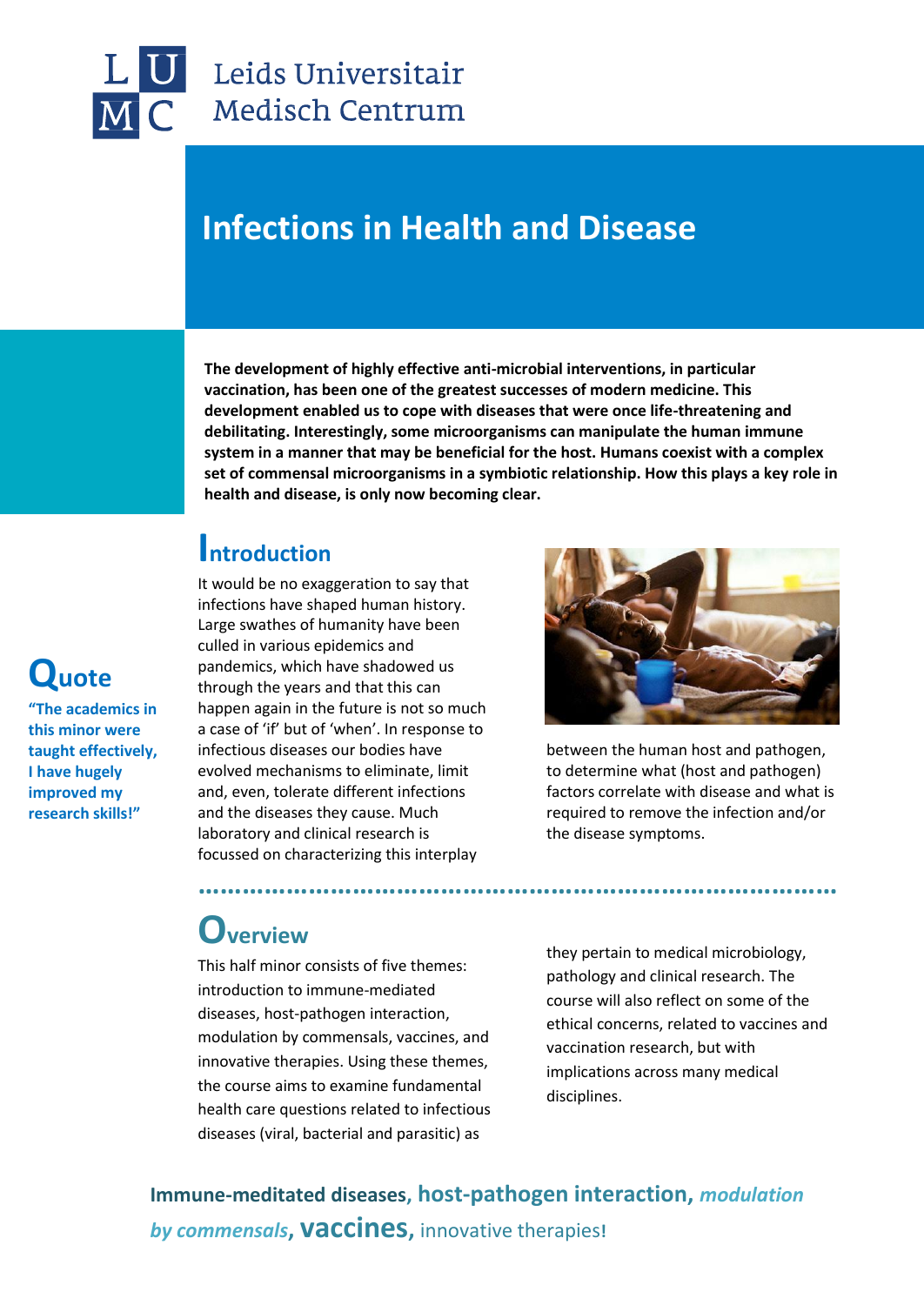Leids Universitair Medisch Centrum

# Infections in Health and Disease

**The development of highly effective anti-microbial interventions, in particular vaccination, has been one of the greatest successes of modern medicine. This development enabled us to cope with diseases that were once life-threatening and debilitating. Interestingly, some microorganisms can manipulate the human immune system in a manner that may be beneficial for the host. Humans coexist with a complex set of commensal microorganisms in a symbiotic relationship. How this plays a key role in health and disease, is only now becoming clear.**

## Quote

**"The academics in this minor were taught effectively, I have hugely improved my research skills!"**

## Introduction

It would be no exaggeration to say that infections have shaped human history. Large swathes of humanity have been culled in various epidemics and pandemics, which have shadowed us through the years and that this can happen again in the future is not so much a case of 'if' but of 'when'. In response to infectious diseases our bodies have evolved mechanisms to eliminate, limit and, even, tolerate different infections and the diseases they cause. Much laboratory and clinical research is focussed on characterizing this interplay between the human host and pathogen, to determine what (host and pathogen) factors correlate with disease and what is required to remove the infection and/or the disease symptoms.

## Overview

This half minor consists of five themes: introduction to immune-mediated diseases, host-pathogen interaction, modulation by commensals, vaccines, and innovative therapies. Using these themes, the course aims to examine fundamental health care questions related to infectious diseases (viral, bacterial and parasitic) as they pertain to medical microbiology, pathology and clinical research. The course will also reflect on some of the ethical concerns, related to vaccines and vaccination research, but with implications across many medical disciplines.

**Immune-meditated diseases**, **host-pathogen interaction**, ***modulation by commensals***, **vaccines**, innovative therapies**!**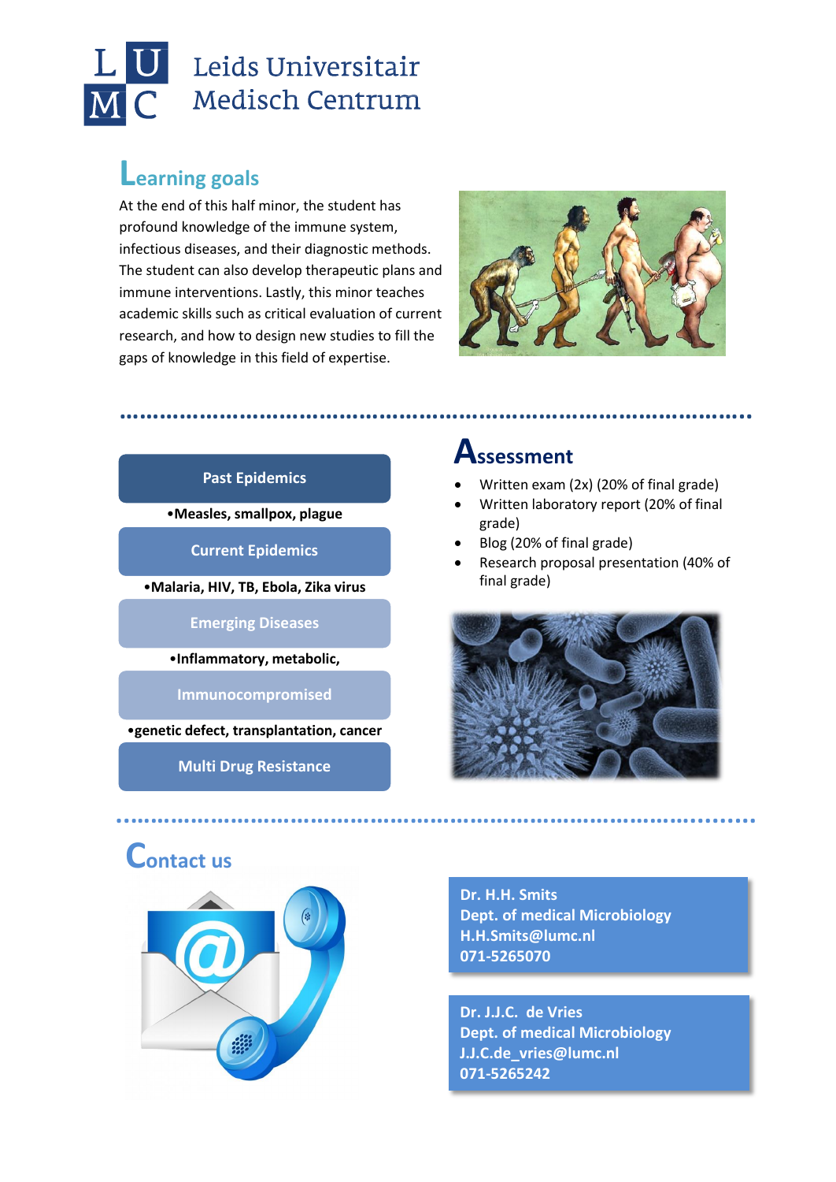Leids Universitair
Medisch Centrum

## Learning goals

At the end of this half minor, the student has profound knowledge of the immune system, infectious diseases, and their diagnostic methods. The student can also develop therapeutic plans and immune interventions. Lastly, this minor teaches academic skills such as critical evaluation of current research, and how to design new studies to fill the gaps of knowledge in this field of expertise.

**Past Epidemics**

- **Measles, smallpox, plague**

**Current Epidemics**

- **Malaria, HIV, TB, Ebola, Zika virus**

**Emerging Diseases**

- **Inflammatory, metabolic,**

**Immunocompromised**

- **genetic defect, transplantation, cancer**

**Multi Drug Resistance**

## Assessment

- Written exam (2x) (20% of final grade)
- Written laboratory report (20% of final grade)
- Blog (20% of final grade)
- Research proposal presentation (40% of final grade)

## Contact us

**Dr. H.H. Smits**
**Dept. of medical Microbiology**
**H.H.Smits@lumc.nl**
**071-5265070**

**Dr. J.J.C. de Vries**
**Dept. of medical Microbiology**
**J.J.C.de_vries@lumc.nl**
**071-5265242**